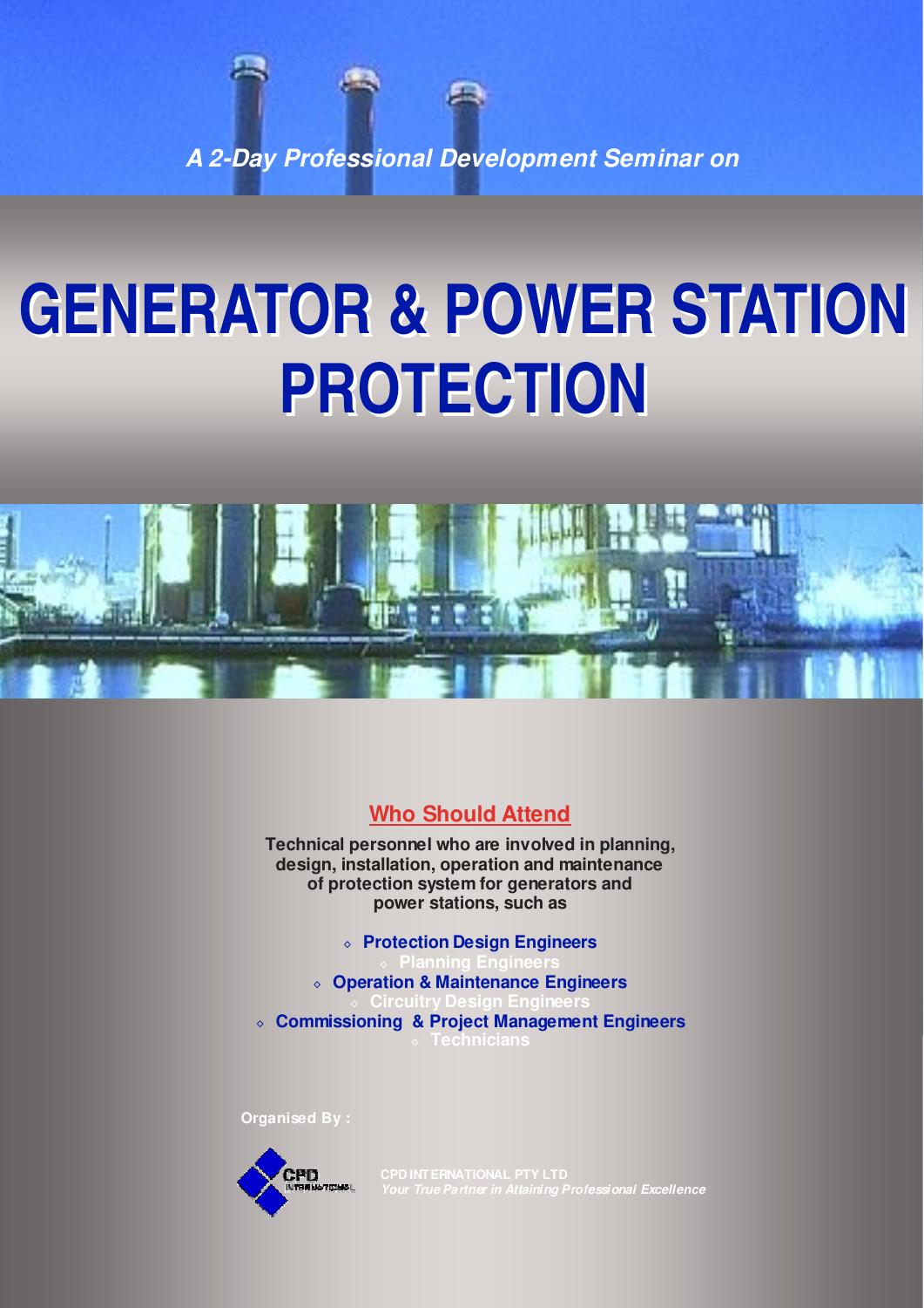*A 2-Day Professional Development Seminar on*

# GENERATOR & POWER STATION PROTECTION

## Who Should Attend

**Technical personnel who are involved in planning, design, installation, operation and maintenance of protection system for generators and power stations, such as**

- **Protection Design Engineers**
- **Planning Engineers**
- **Operation & Maintenance Engineers**
- **Circuitry Design Engineers**
- **Commissioning & Project Management Engineers**
- **Technicians**

**Organised By :**

CPD INTERNATIONAL PTY LTD

*Your True Partner in Attaining Professional Excellence*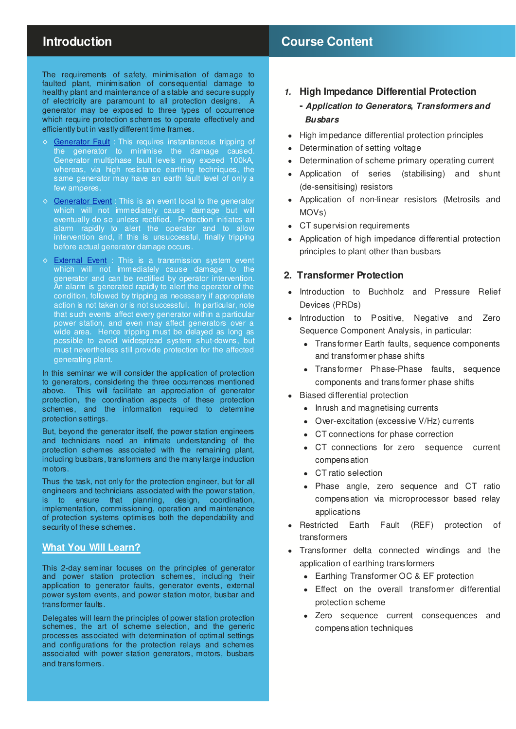## Introduction

The requirements of safety, minimisation of damage to faulted plant, minimisation of consequential damage to healthy plant and maintenance of a stable and secure supply of electricity are paramount to all protection designs. A generator may be exposed to three types of occurrence which require protection schemes to operate effectively and efficiently but in vastly different time frames.

- Generator Fault : This requires instantaneous tripping of the generator to minimise the damage caused. Generator multiphase fault levels may exceed 100kA, whereas, via high resistance earthing techniques, the same generator may have an earth fault level of only a few amperes.
- Generator Event : This is an event local to the generator which will not immediately cause damage but will eventually do so unless rectified. Protection initiates an alarm rapidly to alert the operator and to allow intervention and, if this is unsuccessful, finally tripping before actual generator damage occurs.
- External Event : This is a transmission system event which will not immediately cause damage to the generator and can be rectified by operator intervention. An alarm is generated rapidly to alert the operator of the condition, followed by tripping as necessary if appropriate action is not taken or is not successful. In particular, note that such events affect every generator within a particular power station, and even may affect generators over a wide area. Hence tripping must be delayed as long as possible to avoid widespread system shut-downs, but must nevertheless still provide protection for the affected generating plant.

In this seminar we will consider the application of protection to generators, considering the three occurrences mentioned above. This will facilitate an appreciation of generator protection, the coordination aspects of these protection schemes, and the information required to determine protection settings.

But, beyond the generator itself, the power station engineers and technicians need an intimate understanding of the protection schemes associated with the remaining plant, including busbars, transformers and the many large induction motors.

Thus the task, not only for the protection engineer, but for all engineers and technicians associated with the power station, is to ensure that planning, design, coordination, implementation, commissioning, operation and maintenance of protection systems optimises both the dependability and security of these schemes.

### What You Will Learn?

This 2-day seminar focuses on the principles of generator and power station protection schemes, including their application to generator faults, generator events, external power system events, and power station motor, busbar and transformer faults.

Delegates will learn the principles of power station protection schemes, the art of scheme selection, and the generic processes associated with determination of optimal settings and configurations for the protection relays and schemes associated with power station generators, motors, busbars and transformers.

## Course Content

### 1. High Impedance Differential Protection

***- Application to Generators, Transformers and Busbars***

- High impedance differential protection principles
- Determination of setting voltage
- Determination of scheme primary operating current
- Application of series (stabilising) and shunt (de-sensitising) resistors
- Application of non-linear resistors (Metrosils and MOVs)
- CT supervision requirements
- Application of high impedance differential protection principles to plant other than busbars

### 2. Transformer Protection

- Introduction to Buchholz and Pressure Relief Devices (PRDs)
- Introduction to Positive, Negative and Zero Sequence Component Analysis, in particular:
  - Transformer Earth faults, sequence components and transformer phase shifts
  - Transformer Phase-Phase faults, sequence components and transformer phase shifts
- Biased differential protection
  - Inrush and magnetising currents
  - Over-excitation (excessive V/Hz) currents
  - CT connections for phase correction
  - CT connections for zero sequence current compensation
  - CT ratio selection
  - Phase angle, zero sequence and CT ratio compensation via microprocessor based relay applications
- Restricted Earth Fault (REF) protection of transformers
- Transformer delta connected windings and the application of earthing transformers
  - Earthing Transformer OC & EF protection
  - Effect on the overall transformer differential protection scheme
  - Zero sequence current consequences and compensation techniques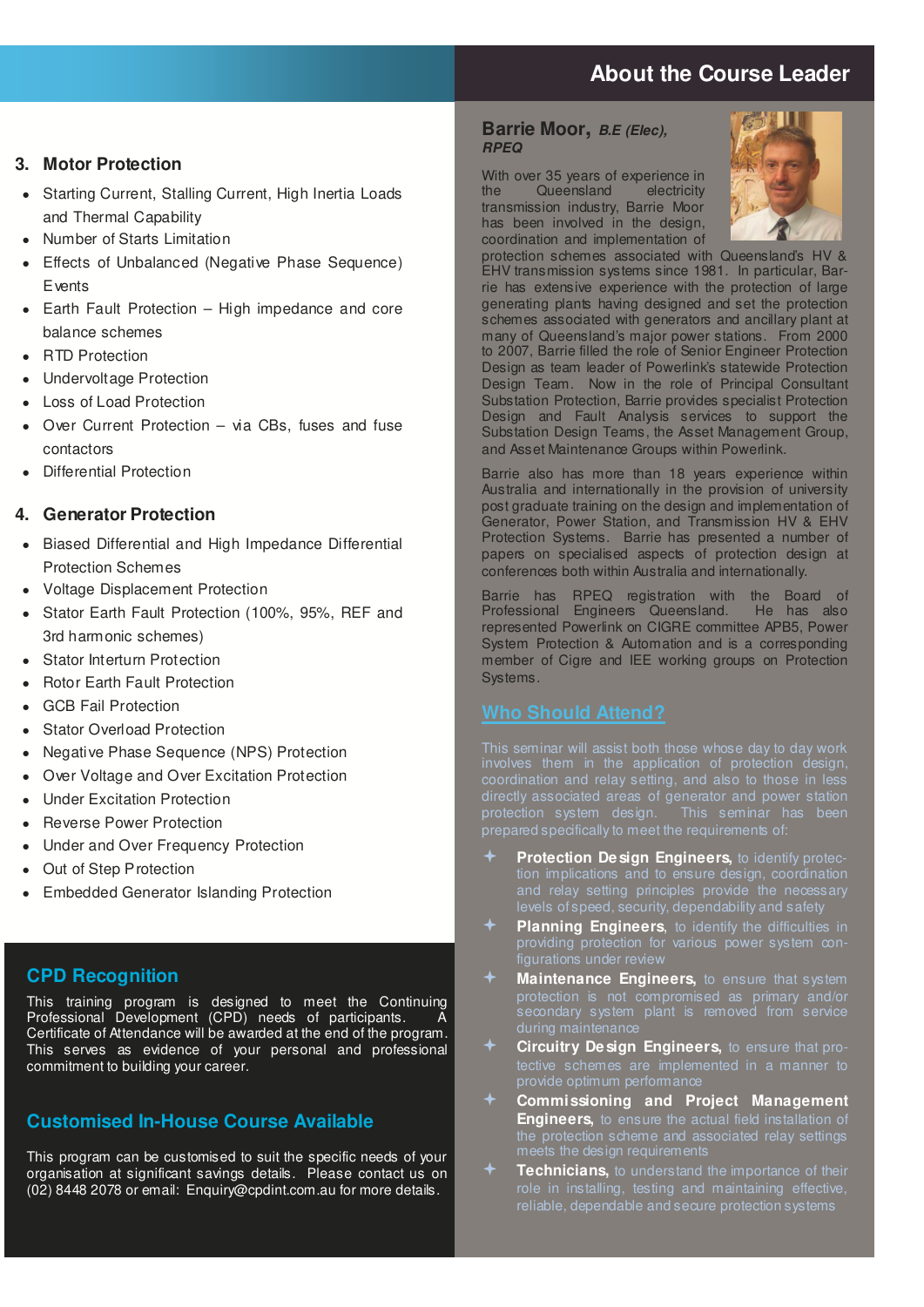### 3. Motor Protection

- Starting Current, Stalling Current, High Inertia Loads and Thermal Capability
- Number of Starts Limitation
- Effects of Unbalanced (Negative Phase Sequence) Events
- Earth Fault Protection – High impedance and core balance schemes
- RTD Protection
- Undervoltage Protection
- Loss of Load Protection
- Over Current Protection – via CBs, fuses and fuse contactors
- Differential Protection

### 4. Generator Protection

- Biased Differential and High Impedance Differential Protection Schemes
- Voltage Displacement Protection
- Stator Earth Fault Protection (100%, 95%, REF and 3rd harmonic schemes)
- Stator Interturn Protection
- Rotor Earth Fault Protection
- GCB Fail Protection
- Stator Overload Protection
- Negative Phase Sequence (NPS) Protection
- Over Voltage and Over Excitation Protection
- Under Excitation Protection
- Reverse Power Protection
- Under and Over Frequency Protection
- Out of Step Protection
- Embedded Generator Islanding Protection

## CPD Recognition

This training program is designed to meet the Continuing Professional Development (CPD) needs of participants. A Certificate of Attendance will be awarded at the end of the program. This serves as evidence of your personal and professional commitment to building your career.

## Customised In-House Course Available

This program can be customised to suit the specific needs of your organisation at significant savings details. Please contact us on (02) 8448 2078 or email: Enquiry@cpdint.com.au for more details.

## About the Course Leader

**Barrie Moor,** ***B.E (Elec), RPEQ***

With over 35 years of experience in the Queensland electricity transmission industry, Barrie Moor has been involved in the design, coordination and implementation of protection schemes associated with Queensland's HV & EHV transmission systems since 1981. In particular, Barrie has extensive experience with the protection of large generating plants having designed and set the protection schemes associated with generators and ancillary plant at many of Queensland's major power stations. From 2000 to 2007, Barrie filled the role of Senior Engineer Protection Design as team leader of Powerlink's statewide Protection Design Team. Now in the role of Principal Consultant Substation Protection, Barrie provides specialist Protection Design and Fault Analysis services to support the Substation Design Teams, the Asset Management Group, and Asset Maintenance Groups within Powerlink.

Barrie also has more than 18 years experience within Australia and internationally in the provision of university post graduate training on the design and implementation of Generator, Power Station, and Transmission HV & EHV Protection Systems. Barrie has presented a number of papers on specialised aspects of protection design at conferences both within Australia and internationally.

Barrie has RPEQ registration with the Board of Professional Engineers Queensland. He has also represented Powerlink on CIGRE committee APB5, Power System Protection & Automation and is a corresponding member of Cigre and IEE working groups on Protection Systems.

## Who Should Attend?

This seminar will assist both those whose day to day work involves them in the application of protection design, coordination and relay setting, and also to those in less directly associated areas of generator and power station protection system design. This seminar has been prepared specifically to meet the requirements of:

- **Protection Design Engineers,** to identify protection implications and to ensure design, coordination and relay setting principles provide the necessary levels of speed, security, dependability and safety
- **Planning Engineers**, to identify the difficulties in providing protection for various power system configurations under review
- **Maintenance Engineers,** to ensure that system protection is not compromised as primary and/or secondary system plant is removed from service during maintenance
- **Circuitry Design Engineers,** to ensure that protective schemes are implemented in a manner to provide optimum performance
- **Commissioning and Project Management Engineers,** to ensure the actual field installation of the protection scheme and associated relay settings meets the design requirements
- **Technicians,** to understand the importance of their role in installing, testing and maintaining effective, reliable, dependable and secure protection systems